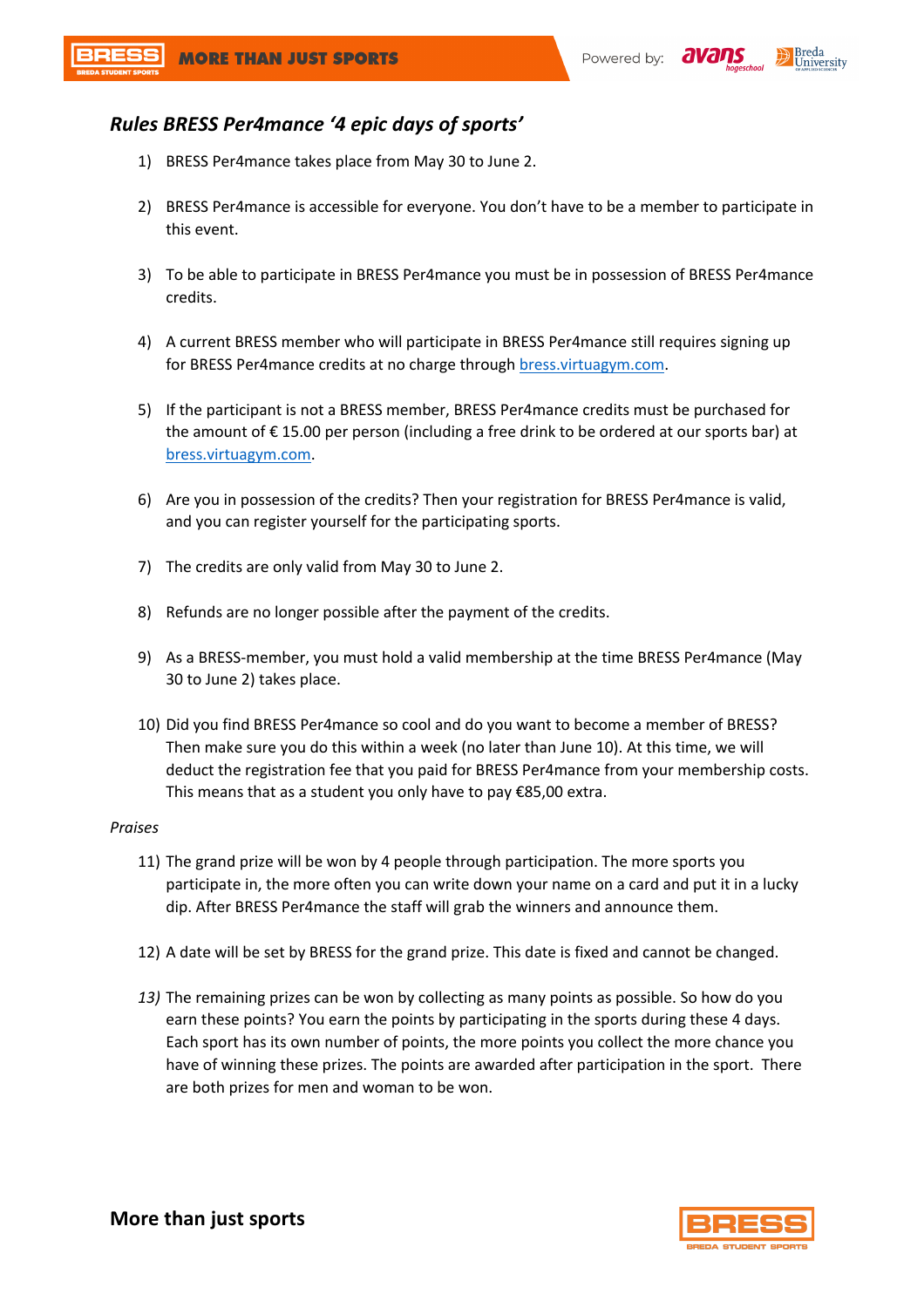## *Rules BRESS Per4mance '4 epic days of sports'*

1) BRESS Per4mance takes place from May 30 to June 2.

2) BRESS Per4mance is accessible for everyone. You don't have to be a member to participate in this event.

3) To be able to participate in BRESS Per4mance you must be in possession of BRESS Per4mance credits.

4) A current BRESS member who will participate in BRESS Per4mance still requires signing up for BRESS Per4mance credits at no charge through bress.virtuagym.com.

5) If the participant is not a BRESS member, BRESS Per4mance credits must be purchased for the amount of € 15.00 per person (including a free drink to be ordered at our sports bar) at bress.virtuagym.com.

6) Are you in possession of the credits? Then your registration for BRESS Per4mance is valid, and you can register yourself for the participating sports.

7) The credits are only valid from May 30 to June 2.

8) Refunds are no longer possible after the payment of the credits.

9) As a BRESS-member, you must hold a valid membership at the time BRESS Per4mance (May 30 to June 2) takes place.

10) Did you find BRESS Per4mance so cool and do you want to become a member of BRESS? Then make sure you do this within a week (no later than June 10). At this time, we will deduct the registration fee that you paid for BRESS Per4mance from your membership costs. This means that as a student you only have to pay €85,00 extra.

*Praises*

11) The grand prize will be won by 4 people through participation. The more sports you participate in, the more often you can write down your name on a card and put it in a lucky dip. After BRESS Per4mance the staff will grab the winners and announce them.

12) A date will be set by BRESS for the grand prize. This date is fixed and cannot be changed.

13) The remaining prizes can be won by collecting as many points as possible. So how do you earn these points? You earn the points by participating in the sports during these 4 days. Each sport has its own number of points, the more points you collect the more chance you have of winning these prizes. The points are awarded after participation in the sport. There are both prizes for men and woman to be won.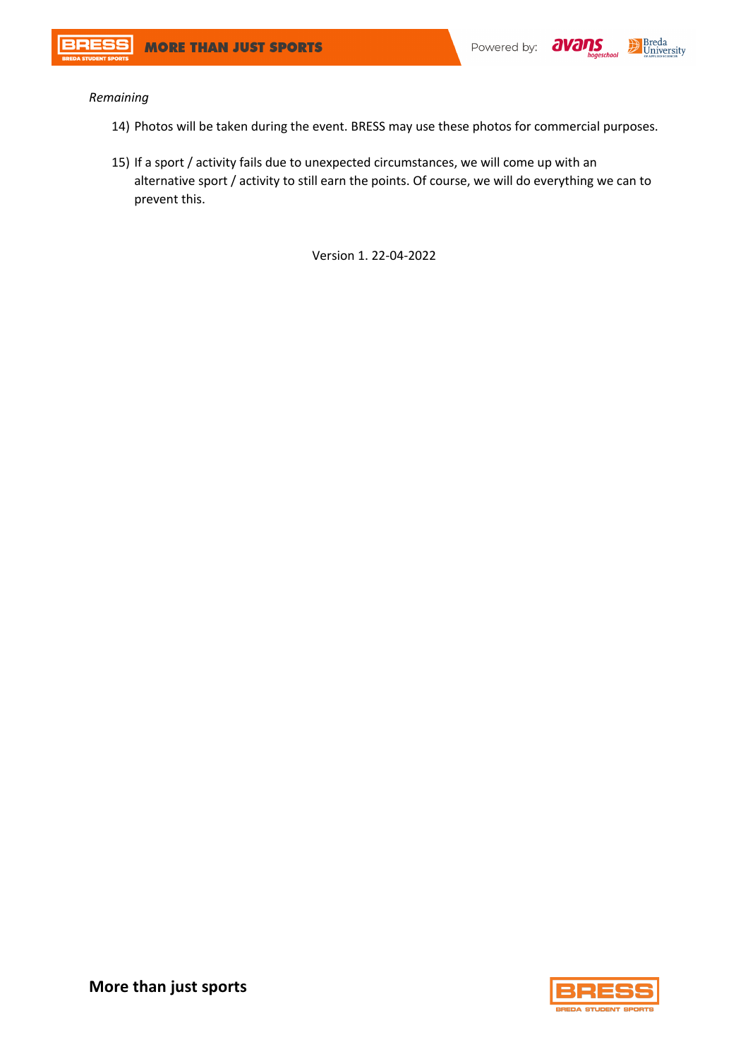*Remaining*

14) Photos will be taken during the event. BRESS may use these photos for commercial purposes.

15) If a sport / activity fails due to unexpected circumstances, we will come up with an alternative sport / activity to still earn the points. Of course, we will do everything we can to prevent this.

Version 1. 22-04-2022